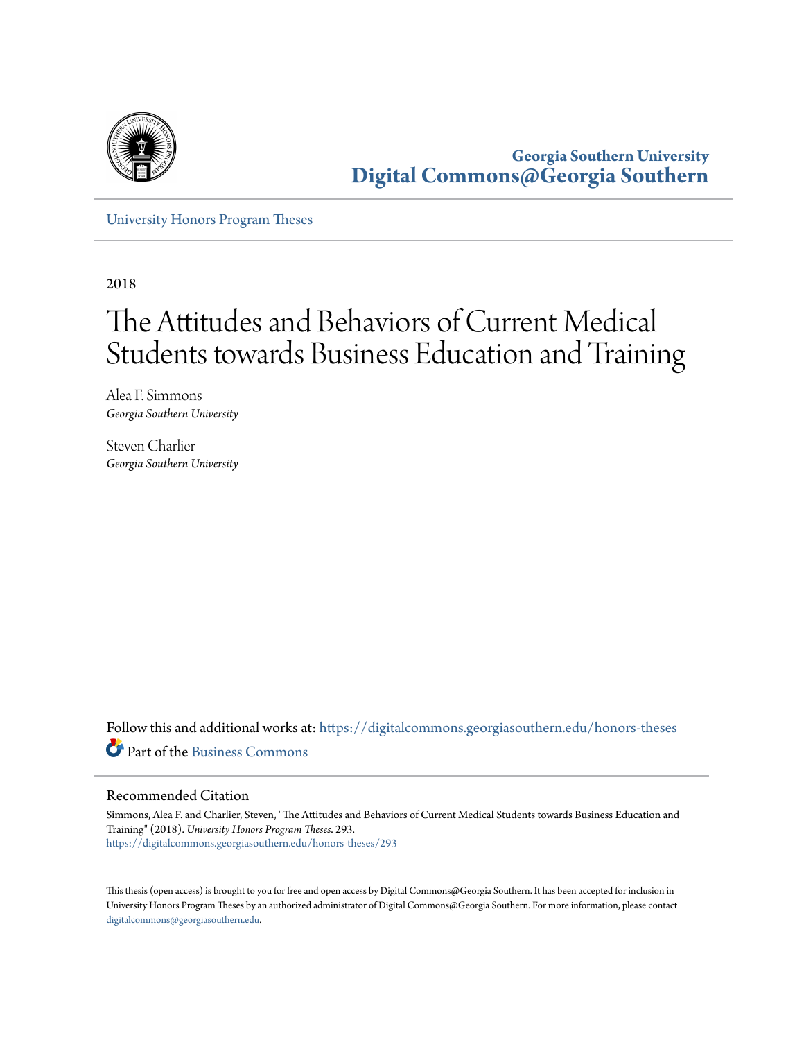Georgia Southern University
**Digital Commons@Georgia Southern**

University Honors Program Theses

2018

# The Attitudes and Behaviors of Current Medical Students towards Business Education and Training

Alea F. Simmons
*Georgia Southern University*

Steven Charlier
*Georgia Southern University*

Follow this and additional works at: https://digitalcommons.georgiasouthern.edu/honors-theses

Part of the Business Commons

## Recommended Citation

Simmons, Alea F. and Charlier, Steven, "The Attitudes and Behaviors of Current Medical Students towards Business Education and Training" (2018). *University Honors Program Theses*. 293.
https://digitalcommons.georgiasouthern.edu/honors-theses/293

This thesis (open access) is brought to you for free and open access by Digital Commons@Georgia Southern. It has been accepted for inclusion in University Honors Program Theses by an authorized administrator of Digital Commons@Georgia Southern. For more information, please contact digitalcommons@georgiasouthern.edu.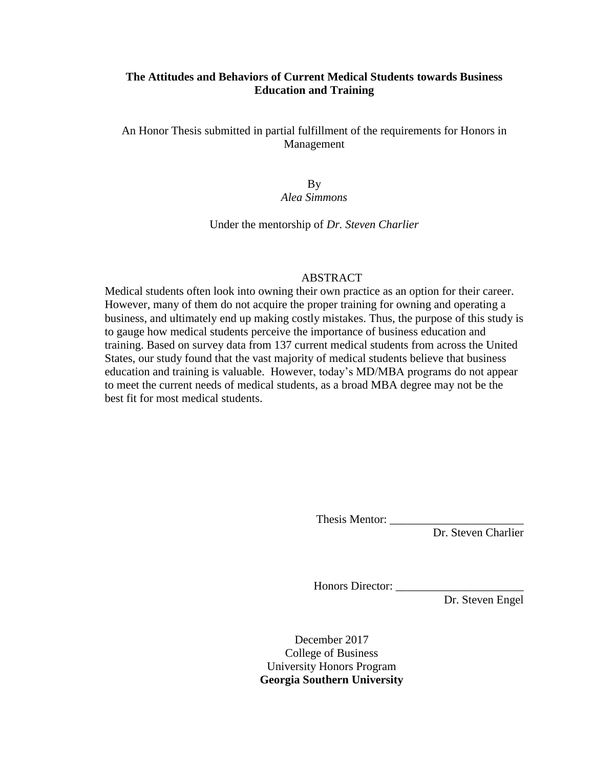# The Attitudes and Behaviors of Current Medical Students towards Business Education and Training

An Honor Thesis submitted in partial fulfillment of the requirements for Honors in Management

By
*Alea Simmons*

Under the mentorship of *Dr. Steven Charlier*

## ABSTRACT

Medical students often look into owning their own practice as an option for their career. However, many of them do not acquire the proper training for owning and operating a business, and ultimately end up making costly mistakes. Thus, the purpose of this study is to gauge how medical students perceive the importance of business education and training. Based on survey data from 137 current medical students from across the United States, our study found that the vast majority of medical students believe that business education and training is valuable. However, today's MD/MBA programs do not appear to meet the current needs of medical students, as a broad MBA degree may not be the best fit for most medical students.

Thesis Mentor: ________________________
Dr. Steven Charlier

Honors Director: ______________________
Dr. Steven Engel

December 2017
College of Business
University Honors Program
**Georgia Southern University**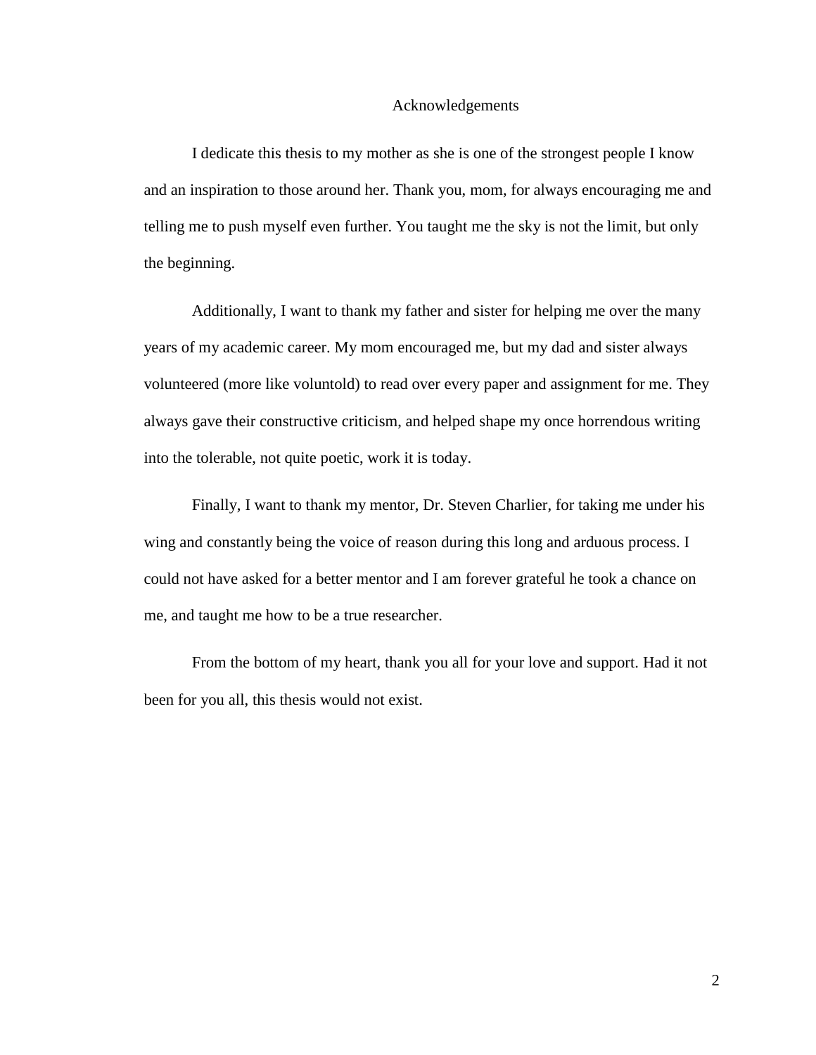# Acknowledgements

I dedicate this thesis to my mother as she is one of the strongest people I know and an inspiration to those around her. Thank you, mom, for always encouraging me and telling me to push myself even further. You taught me the sky is not the limit, but only the beginning.

Additionally, I want to thank my father and sister for helping me over the many years of my academic career. My mom encouraged me, but my dad and sister always volunteered (more like voluntold) to read over every paper and assignment for me. They always gave their constructive criticism, and helped shape my once horrendous writing into the tolerable, not quite poetic, work it is today.

Finally, I want to thank my mentor, Dr. Steven Charlier, for taking me under his wing and constantly being the voice of reason during this long and arduous process. I could not have asked for a better mentor and I am forever grateful he took a chance on me, and taught me how to be a true researcher.

From the bottom of my heart, thank you all for your love and support. Had it not been for you all, this thesis would not exist.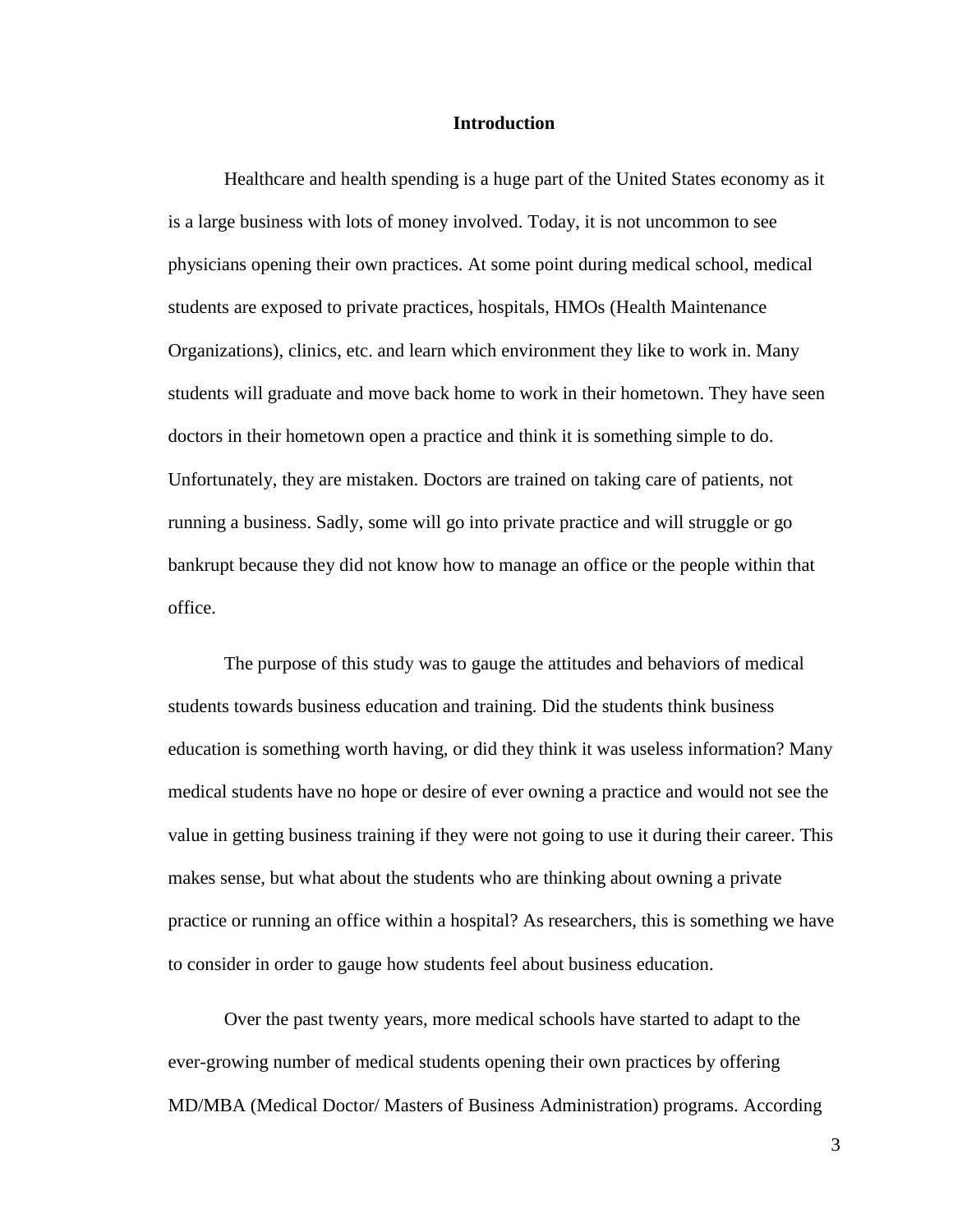## Introduction

Healthcare and health spending is a huge part of the United States economy as it is a large business with lots of money involved. Today, it is not uncommon to see physicians opening their own practices. At some point during medical school, medical students are exposed to private practices, hospitals, HMOs (Health Maintenance Organizations), clinics, etc. and learn which environment they like to work in. Many students will graduate and move back home to work in their hometown. They have seen doctors in their hometown open a practice and think it is something simple to do. Unfortunately, they are mistaken. Doctors are trained on taking care of patients, not running a business. Sadly, some will go into private practice and will struggle or go bankrupt because they did not know how to manage an office or the people within that office.

The purpose of this study was to gauge the attitudes and behaviors of medical students towards business education and training. Did the students think business education is something worth having, or did they think it was useless information? Many medical students have no hope or desire of ever owning a practice and would not see the value in getting business training if they were not going to use it during their career. This makes sense, but what about the students who are thinking about owning a private practice or running an office within a hospital? As researchers, this is something we have to consider in order to gauge how students feel about business education.

Over the past twenty years, more medical schools have started to adapt to the ever-growing number of medical students opening their own practices by offering MD/MBA (Medical Doctor/ Masters of Business Administration) programs. According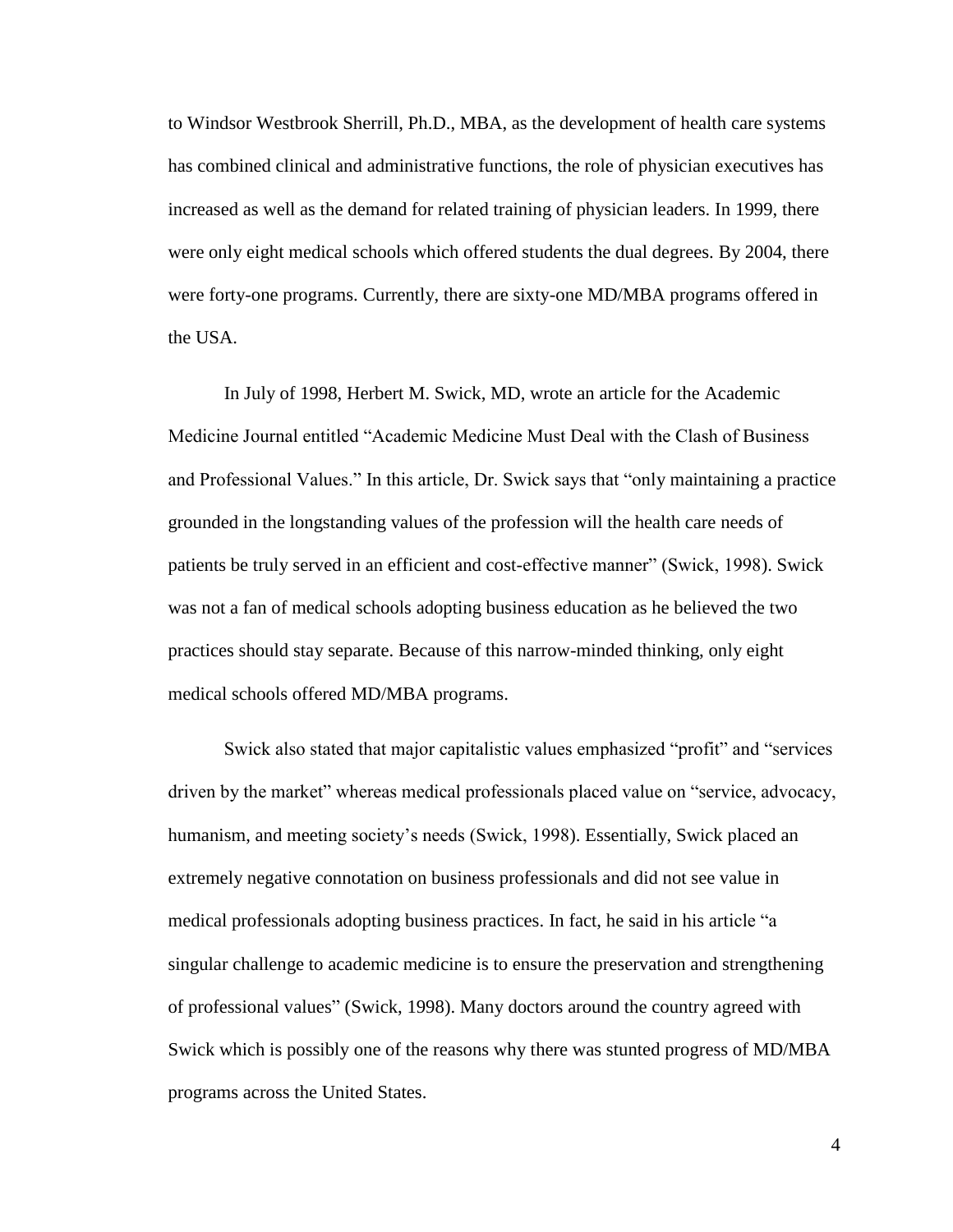to Windsor Westbrook Sherrill, Ph.D., MBA, as the development of health care systems has combined clinical and administrative functions, the role of physician executives has increased as well as the demand for related training of physician leaders. In 1999, there were only eight medical schools which offered students the dual degrees. By 2004, there were forty-one programs. Currently, there are sixty-one MD/MBA programs offered in the USA.

In July of 1998, Herbert M. Swick, MD, wrote an article for the Academic Medicine Journal entitled "Academic Medicine Must Deal with the Clash of Business and Professional Values." In this article, Dr. Swick says that "only maintaining a practice grounded in the longstanding values of the profession will the health care needs of patients be truly served in an efficient and cost-effective manner" (Swick, 1998). Swick was not a fan of medical schools adopting business education as he believed the two practices should stay separate. Because of this narrow-minded thinking, only eight medical schools offered MD/MBA programs.

Swick also stated that major capitalistic values emphasized "profit" and "services driven by the market" whereas medical professionals placed value on "service, advocacy, humanism, and meeting society's needs (Swick, 1998). Essentially, Swick placed an extremely negative connotation on business professionals and did not see value in medical professionals adopting business practices. In fact, he said in his article "a singular challenge to academic medicine is to ensure the preservation and strengthening of professional values" (Swick, 1998). Many doctors around the country agreed with Swick which is possibly one of the reasons why there was stunted progress of MD/MBA programs across the United States.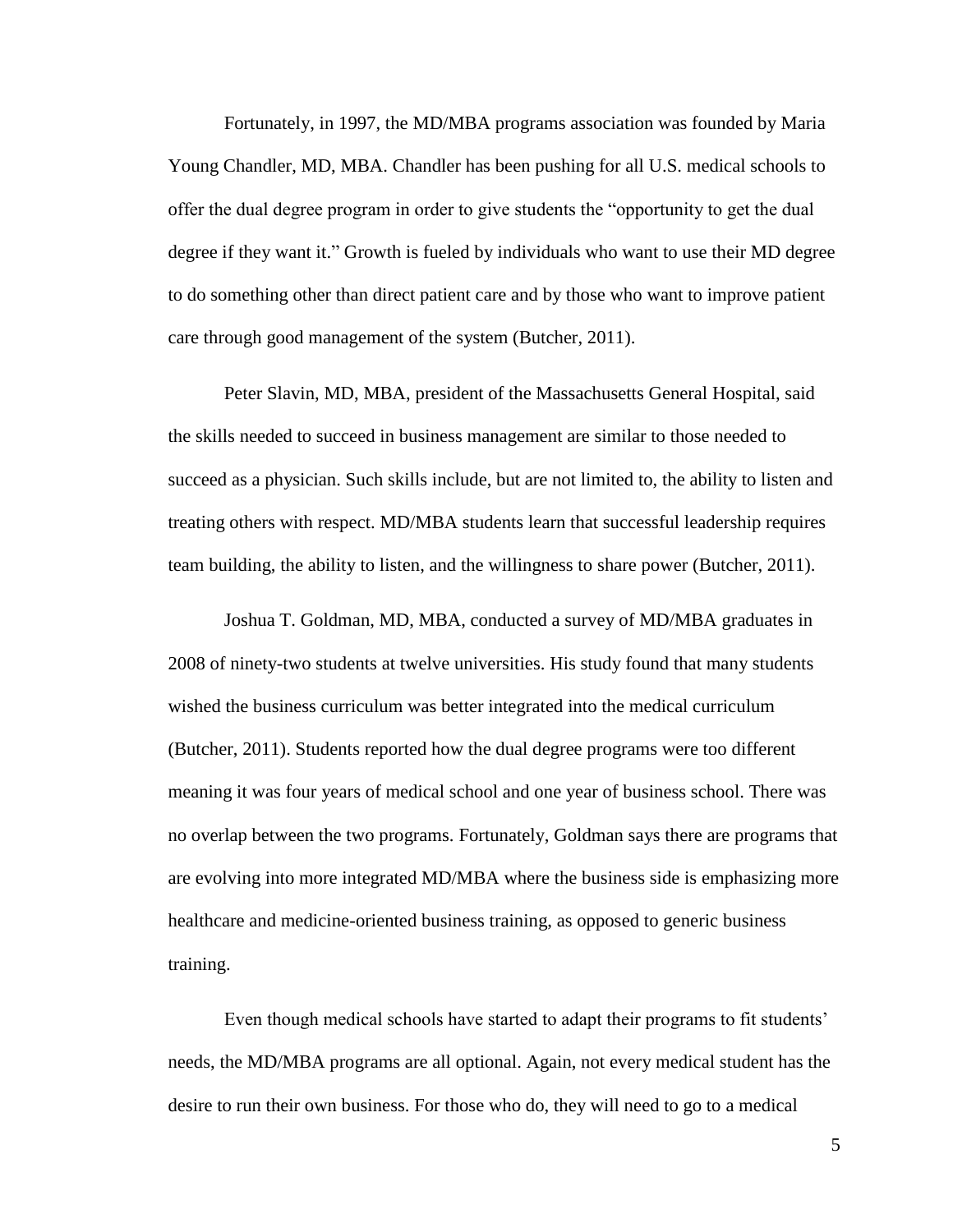Fortunately, in 1997, the MD/MBA programs association was founded by Maria Young Chandler, MD, MBA. Chandler has been pushing for all U.S. medical schools to offer the dual degree program in order to give students the "opportunity to get the dual degree if they want it." Growth is fueled by individuals who want to use their MD degree to do something other than direct patient care and by those who want to improve patient care through good management of the system (Butcher, 2011).

Peter Slavin, MD, MBA, president of the Massachusetts General Hospital, said the skills needed to succeed in business management are similar to those needed to succeed as a physician. Such skills include, but are not limited to, the ability to listen and treating others with respect. MD/MBA students learn that successful leadership requires team building, the ability to listen, and the willingness to share power (Butcher, 2011).

Joshua T. Goldman, MD, MBA, conducted a survey of MD/MBA graduates in 2008 of ninety-two students at twelve universities. His study found that many students wished the business curriculum was better integrated into the medical curriculum (Butcher, 2011). Students reported how the dual degree programs were too different meaning it was four years of medical school and one year of business school. There was no overlap between the two programs. Fortunately, Goldman says there are programs that are evolving into more integrated MD/MBA where the business side is emphasizing more healthcare and medicine-oriented business training, as opposed to generic business training.

Even though medical schools have started to adapt their programs to fit students' needs, the MD/MBA programs are all optional. Again, not every medical student has the desire to run their own business. For those who do, they will need to go to a medical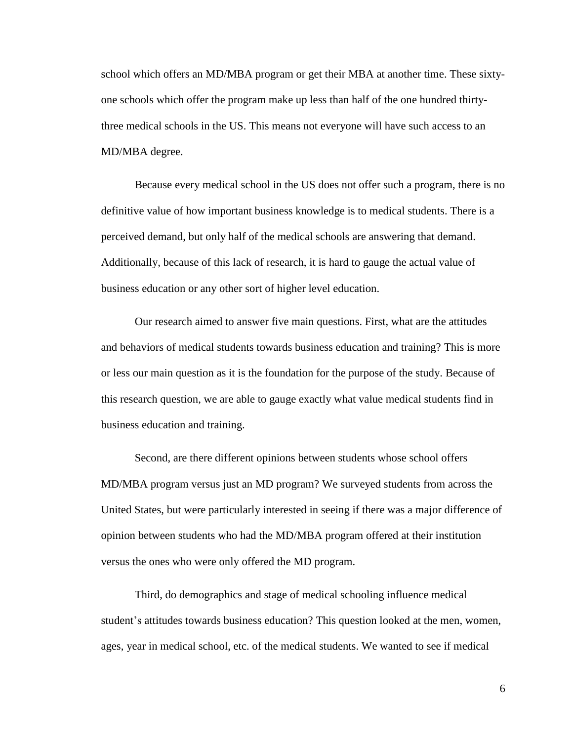school which offers an MD/MBA program or get their MBA at another time. These sixty-one schools which offer the program make up less than half of the one hundred thirty-three medical schools in the US. This means not everyone will have such access to an MD/MBA degree.

Because every medical school in the US does not offer such a program, there is no definitive value of how important business knowledge is to medical students. There is a perceived demand, but only half of the medical schools are answering that demand. Additionally, because of this lack of research, it is hard to gauge the actual value of business education or any other sort of higher level education.

Our research aimed to answer five main questions. First, what are the attitudes and behaviors of medical students towards business education and training? This is more or less our main question as it is the foundation for the purpose of the study. Because of this research question, we are able to gauge exactly what value medical students find in business education and training.

Second, are there different opinions between students whose school offers MD/MBA program versus just an MD program? We surveyed students from across the United States, but were particularly interested in seeing if there was a major difference of opinion between students who had the MD/MBA program offered at their institution versus the ones who were only offered the MD program.

Third, do demographics and stage of medical schooling influence medical student's attitudes towards business education? This question looked at the men, women, ages, year in medical school, etc. of the medical students. We wanted to see if medical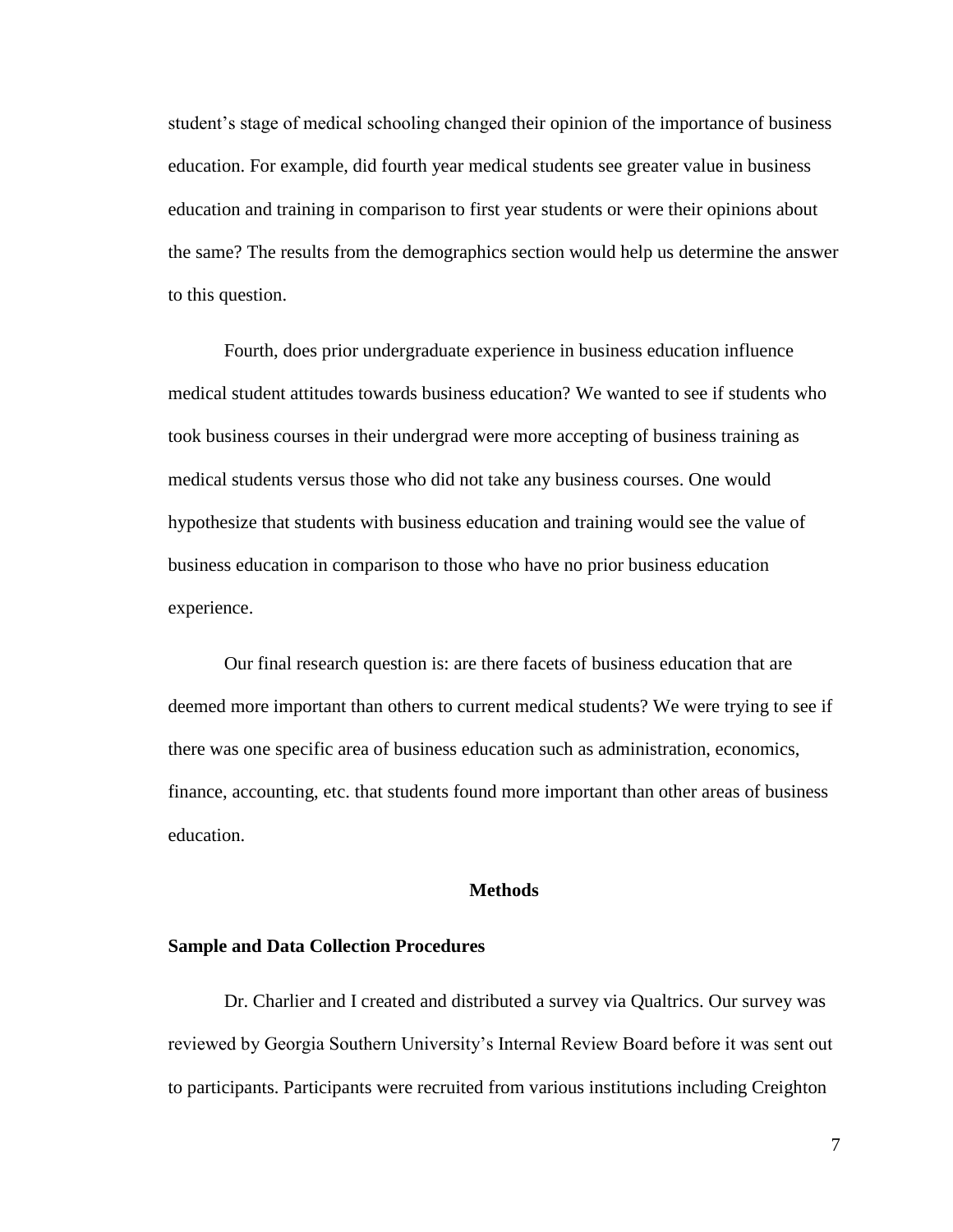student's stage of medical schooling changed their opinion of the importance of business education. For example, did fourth year medical students see greater value in business education and training in comparison to first year students or were their opinions about the same? The results from the demographics section would help us determine the answer to this question.

Fourth, does prior undergraduate experience in business education influence medical student attitudes towards business education? We wanted to see if students who took business courses in their undergrad were more accepting of business training as medical students versus those who did not take any business courses. One would hypothesize that students with business education and training would see the value of business education in comparison to those who have no prior business education experience.

Our final research question is: are there facets of business education that are deemed more important than others to current medical students? We were trying to see if there was one specific area of business education such as administration, economics, finance, accounting, etc. that students found more important than other areas of business education.

## Methods

### Sample and Data Collection Procedures

Dr. Charlier and I created and distributed a survey via Qualtrics. Our survey was reviewed by Georgia Southern University's Internal Review Board before it was sent out to participants. Participants were recruited from various institutions including Creighton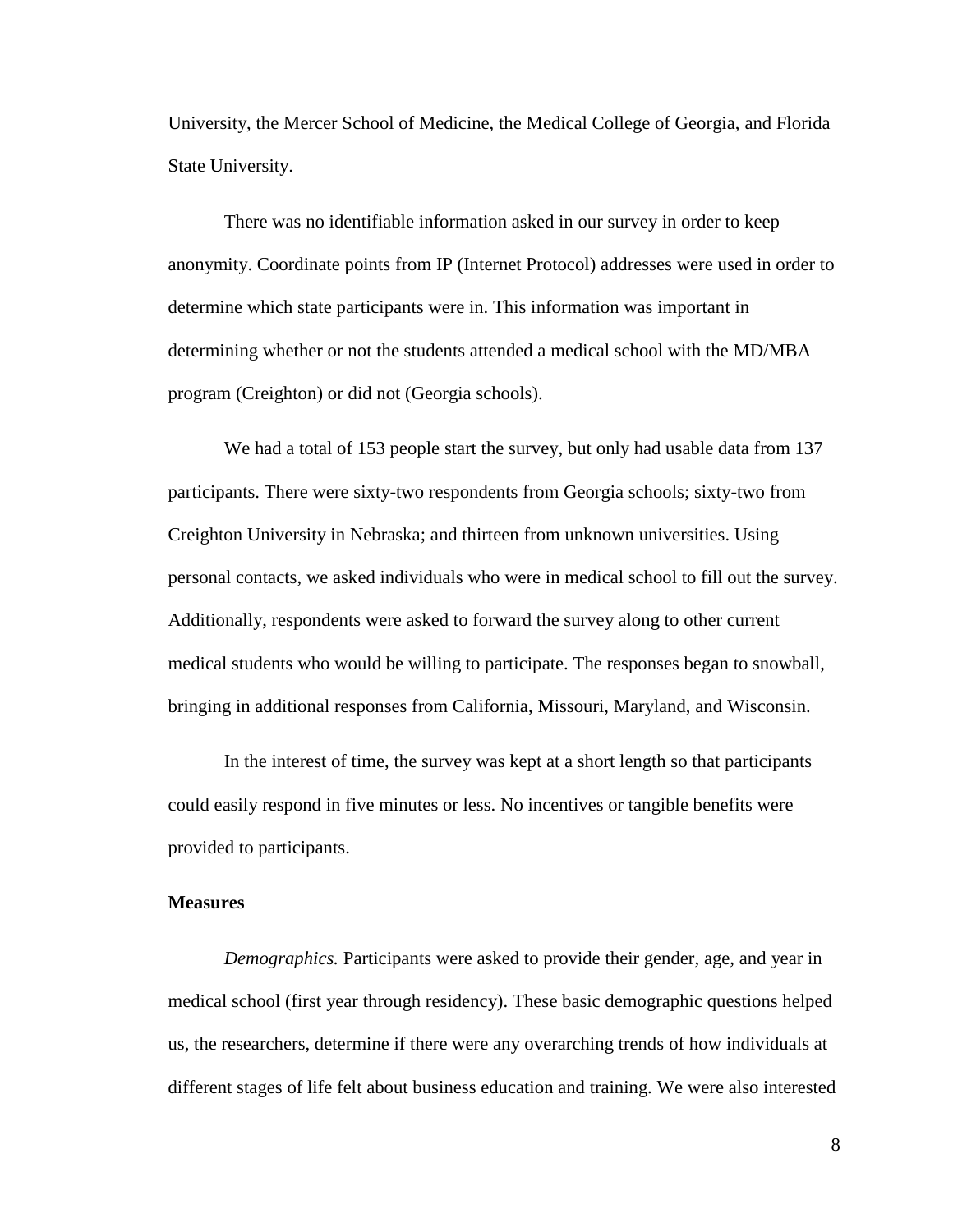University, the Mercer School of Medicine, the Medical College of Georgia, and Florida State University.

There was no identifiable information asked in our survey in order to keep anonymity. Coordinate points from IP (Internet Protocol) addresses were used in order to determine which state participants were in. This information was important in determining whether or not the students attended a medical school with the MD/MBA program (Creighton) or did not (Georgia schools).

We had a total of 153 people start the survey, but only had usable data from 137 participants. There were sixty-two respondents from Georgia schools; sixty-two from Creighton University in Nebraska; and thirteen from unknown universities. Using personal contacts, we asked individuals who were in medical school to fill out the survey. Additionally, respondents were asked to forward the survey along to other current medical students who would be willing to participate. The responses began to snowball, bringing in additional responses from California, Missouri, Maryland, and Wisconsin.

In the interest of time, the survey was kept at a short length so that participants could easily respond in five minutes or less. No incentives or tangible benefits were provided to participants.

**Measures**

*Demographics.* Participants were asked to provide their gender, age, and year in medical school (first year through residency). These basic demographic questions helped us, the researchers, determine if there were any overarching trends of how individuals at different stages of life felt about business education and training. We were also interested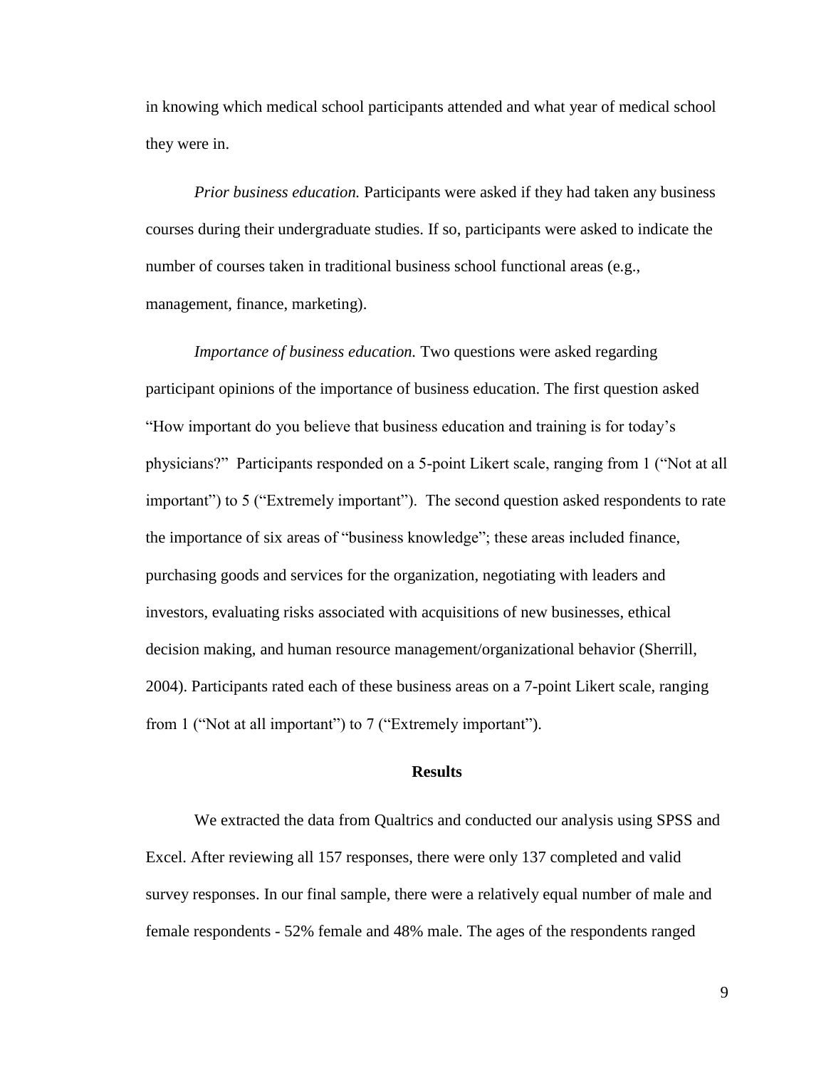in knowing which medical school participants attended and what year of medical school they were in.

*Prior business education.* Participants were asked if they had taken any business courses during their undergraduate studies. If so, participants were asked to indicate the number of courses taken in traditional business school functional areas (e.g., management, finance, marketing).

*Importance of business education.* Two questions were asked regarding participant opinions of the importance of business education. The first question asked "How important do you believe that business education and training is for today's physicians?" Participants responded on a 5-point Likert scale, ranging from 1 ("Not at all important") to 5 ("Extremely important"). The second question asked respondents to rate the importance of six areas of "business knowledge"; these areas included finance, purchasing goods and services for the organization, negotiating with leaders and investors, evaluating risks associated with acquisitions of new businesses, ethical decision making, and human resource management/organizational behavior (Sherrill, 2004). Participants rated each of these business areas on a 7-point Likert scale, ranging from 1 ("Not at all important") to 7 ("Extremely important").

## Results

We extracted the data from Qualtrics and conducted our analysis using SPSS and Excel. After reviewing all 157 responses, there were only 137 completed and valid survey responses. In our final sample, there were a relatively equal number of male and female respondents - 52% female and 48% male. The ages of the respondents ranged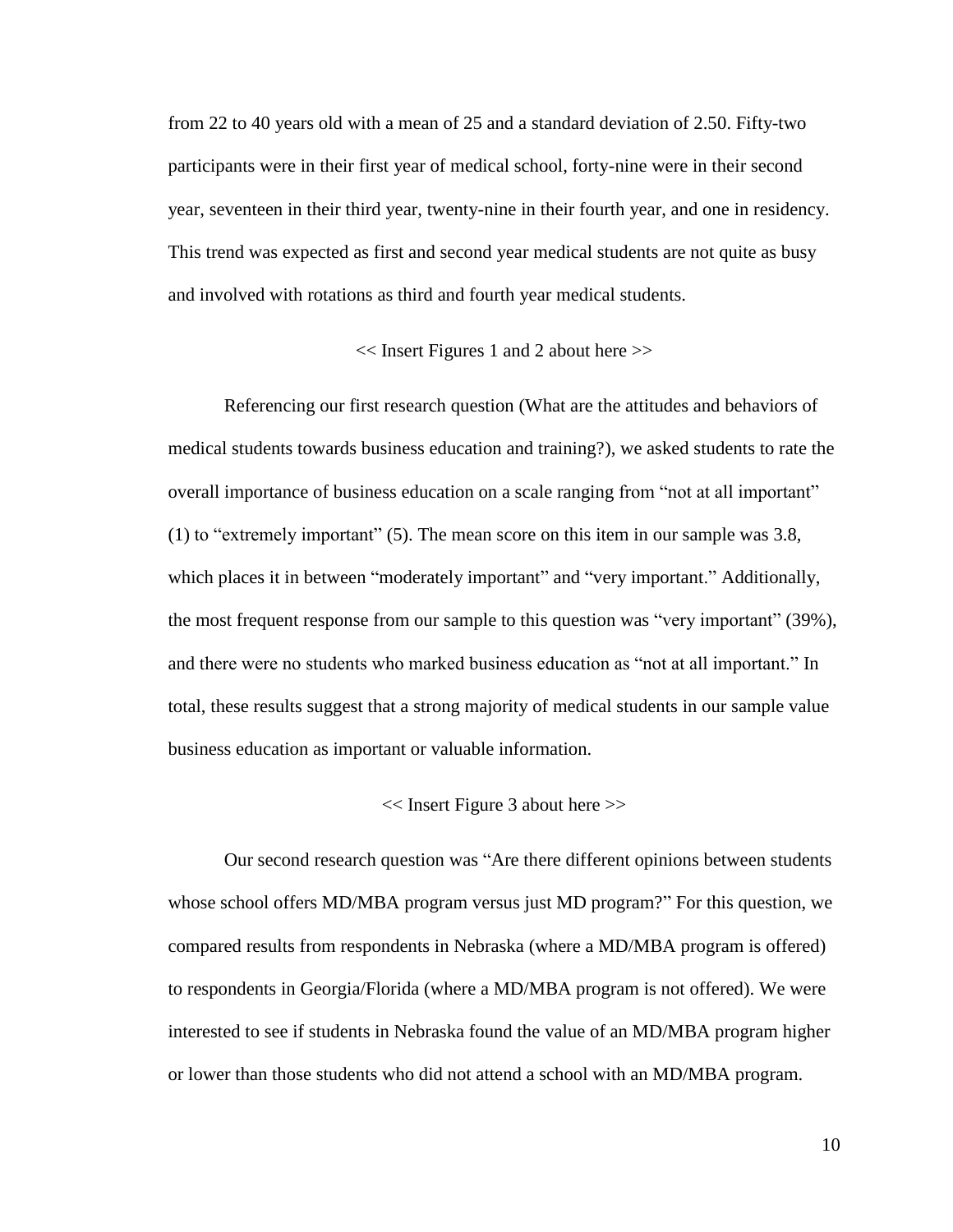from 22 to 40 years old with a mean of 25 and a standard deviation of 2.50. Fifty-two participants were in their first year of medical school, forty-nine were in their second year, seventeen in their third year, twenty-nine in their fourth year, and one in residency. This trend was expected as first and second year medical students are not quite as busy and involved with rotations as third and fourth year medical students.

<< Insert Figures 1 and 2 about here >>

Referencing our first research question (What are the attitudes and behaviors of medical students towards business education and training?), we asked students to rate the overall importance of business education on a scale ranging from "not at all important" (1) to "extremely important" (5). The mean score on this item in our sample was 3.8, which places it in between "moderately important" and "very important." Additionally, the most frequent response from our sample to this question was "very important" (39%), and there were no students who marked business education as "not at all important." In total, these results suggest that a strong majority of medical students in our sample value business education as important or valuable information.

<< Insert Figure 3 about here >>

Our second research question was "Are there different opinions between students whose school offers MD/MBA program versus just MD program?" For this question, we compared results from respondents in Nebraska (where a MD/MBA program is offered) to respondents in Georgia/Florida (where a MD/MBA program is not offered). We were interested to see if students in Nebraska found the value of an MD/MBA program higher or lower than those students who did not attend a school with an MD/MBA program.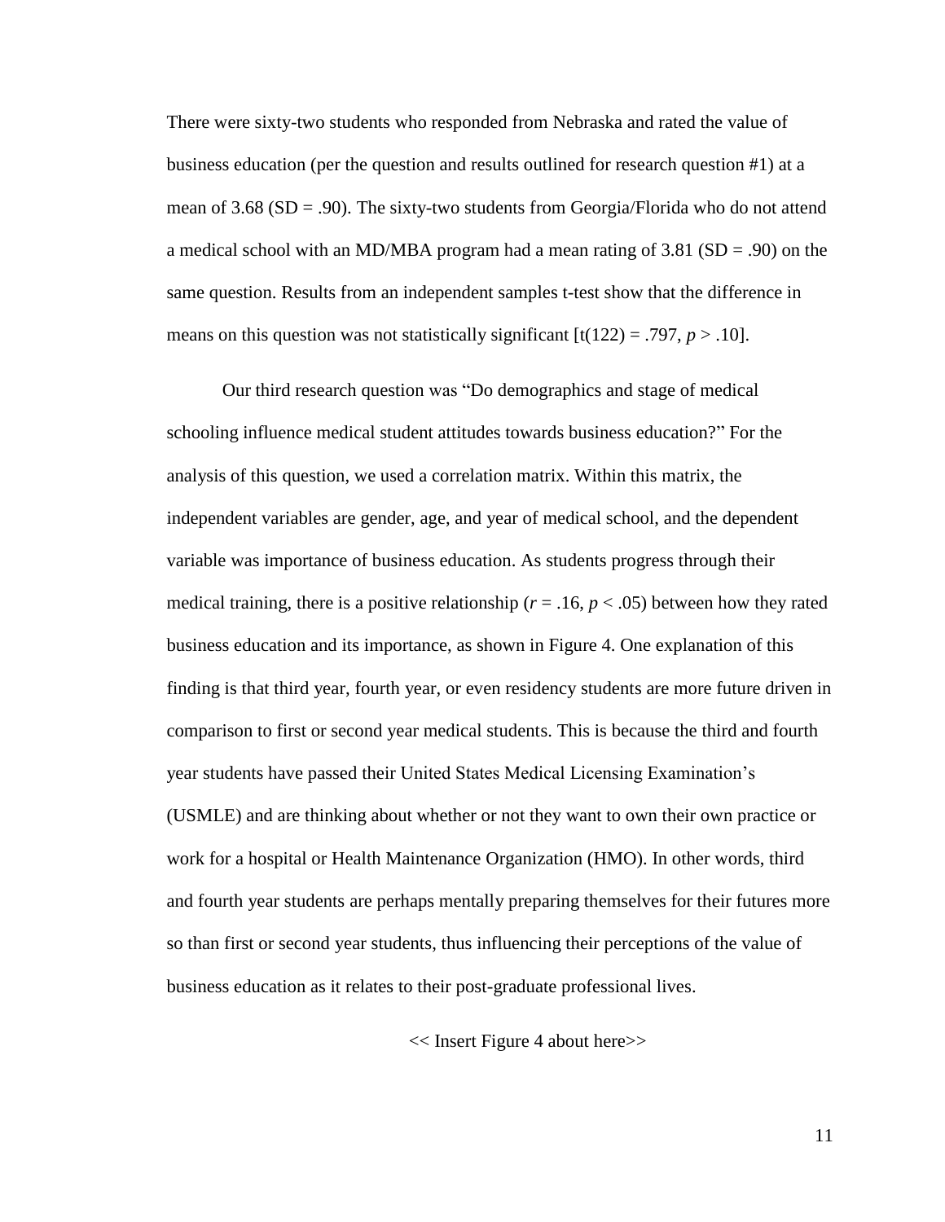There were sixty-two students who responded from Nebraska and rated the value of business education (per the question and results outlined for research question #1) at a mean of 3.68 (SD = .90). The sixty-two students from Georgia/Florida who do not attend a medical school with an MD/MBA program had a mean rating of 3.81 (SD = .90) on the same question. Results from an independent samples t-test show that the difference in means on this question was not statistically significant [$t(122) = .797$, $p > .10$].

Our third research question was "Do demographics and stage of medical schooling influence medical student attitudes towards business education?" For the analysis of this question, we used a correlation matrix. Within this matrix, the independent variables are gender, age, and year of medical school, and the dependent variable was importance of business education. As students progress through their medical training, there is a positive relationship ($r = .16$, $p < .05$) between how they rated business education and its importance, as shown in Figure 4. One explanation of this finding is that third year, fourth year, or even residency students are more future driven in comparison to first or second year medical students. This is because the third and fourth year students have passed their United States Medical Licensing Examination's (USMLE) and are thinking about whether or not they want to own their own practice or work for a hospital or Health Maintenance Organization (HMO). In other words, third and fourth year students are perhaps mentally preparing themselves for their futures more so than first or second year students, thus influencing their perceptions of the value of business education as it relates to their post-graduate professional lives.

<< Insert Figure 4 about here>>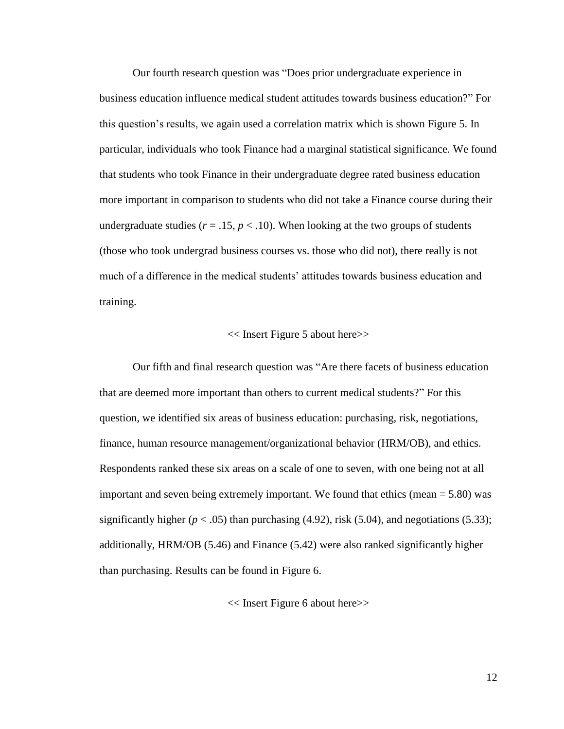Our fourth research question was "Does prior undergraduate experience in business education influence medical student attitudes towards business education?" For this question's results, we again used a correlation matrix which is shown Figure 5. In particular, individuals who took Finance had a marginal statistical significance. We found that students who took Finance in their undergraduate degree rated business education more important in comparison to students who did not take a Finance course during their undergraduate studies ($r = .15$, $p < .10$). When looking at the two groups of students (those who took undergrad business courses vs. those who did not), there really is not much of a difference in the medical students' attitudes towards business education and training.

<< Insert Figure 5 about here>>

Our fifth and final research question was "Are there facets of business education that are deemed more important than others to current medical students?" For this question, we identified six areas of business education: purchasing, risk, negotiations, finance, human resource management/organizational behavior (HRM/OB), and ethics. Respondents ranked these six areas on a scale of one to seven, with one being not at all important and seven being extremely important. We found that ethics (mean = 5.80) was significantly higher ($p < .05$) than purchasing (4.92), risk (5.04), and negotiations (5.33); additionally, HRM/OB (5.46) and Finance (5.42) were also ranked significantly higher than purchasing. Results can be found in Figure 6.

<< Insert Figure 6 about here>>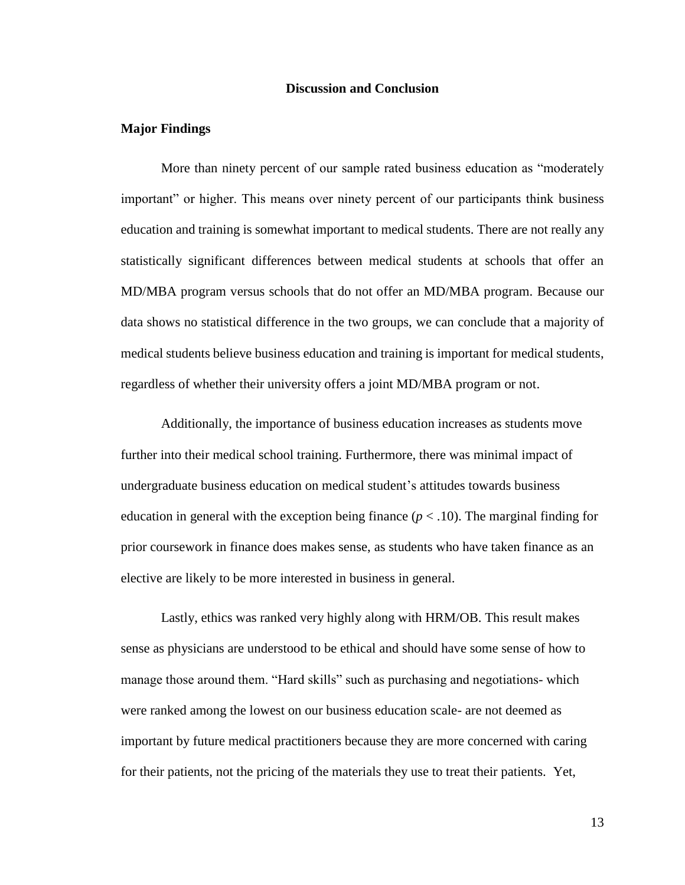## Discussion and Conclusion

### Major Findings

More than ninety percent of our sample rated business education as "moderately important" or higher. This means over ninety percent of our participants think business education and training is somewhat important to medical students. There are not really any statistically significant differences between medical students at schools that offer an MD/MBA program versus schools that do not offer an MD/MBA program. Because our data shows no statistical difference in the two groups, we can conclude that a majority of medical students believe business education and training is important for medical students, regardless of whether their university offers a joint MD/MBA program or not.

Additionally, the importance of business education increases as students move further into their medical school training. Furthermore, there was minimal impact of undergraduate business education on medical student's attitudes towards business education in general with the exception being finance ($p < .10$). The marginal finding for prior coursework in finance does makes sense, as students who have taken finance as an elective are likely to be more interested in business in general.

Lastly, ethics was ranked very highly along with HRM/OB. This result makes sense as physicians are understood to be ethical and should have some sense of how to manage those around them. "Hard skills" such as purchasing and negotiations- which were ranked among the lowest on our business education scale- are not deemed as important by future medical practitioners because they are more concerned with caring for their patients, not the pricing of the materials they use to treat their patients. Yet,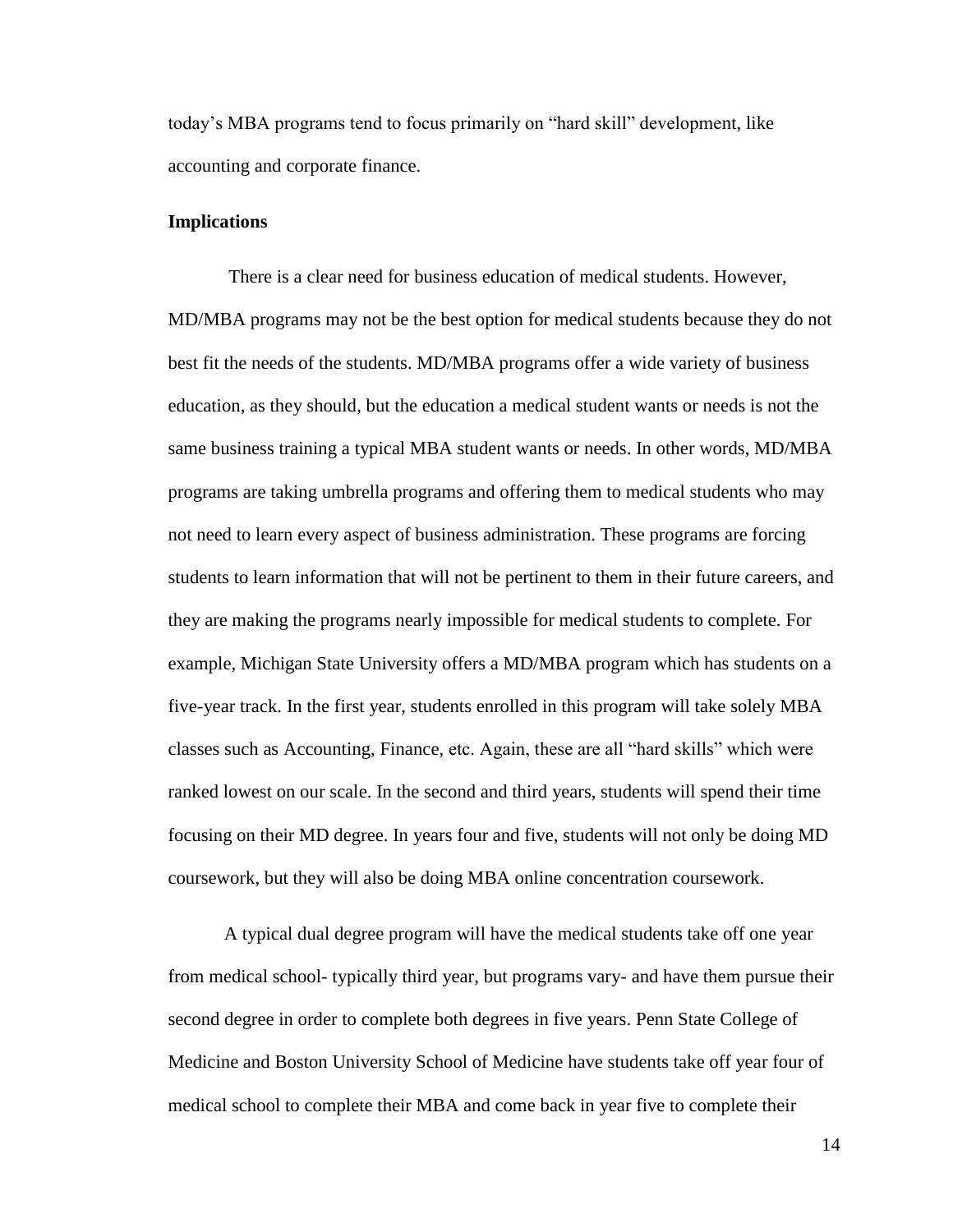today's MBA programs tend to focus primarily on "hard skill" development, like accounting and corporate finance.

**Implications**

There is a clear need for business education of medical students. However, MD/MBA programs may not be the best option for medical students because they do not best fit the needs of the students. MD/MBA programs offer a wide variety of business education, as they should, but the education a medical student wants or needs is not the same business training a typical MBA student wants or needs. In other words, MD/MBA programs are taking umbrella programs and offering them to medical students who may not need to learn every aspect of business administration. These programs are forcing students to learn information that will not be pertinent to them in their future careers, and they are making the programs nearly impossible for medical students to complete. For example, Michigan State University offers a MD/MBA program which has students on a five-year track. In the first year, students enrolled in this program will take solely MBA classes such as Accounting, Finance, etc. Again, these are all "hard skills" which were ranked lowest on our scale. In the second and third years, students will spend their time focusing on their MD degree. In years four and five, students will not only be doing MD coursework, but they will also be doing MBA online concentration coursework.

A typical dual degree program will have the medical students take off one year from medical school- typically third year, but programs vary- and have them pursue their second degree in order to complete both degrees in five years. Penn State College of Medicine and Boston University School of Medicine have students take off year four of medical school to complete their MBA and come back in year five to complete their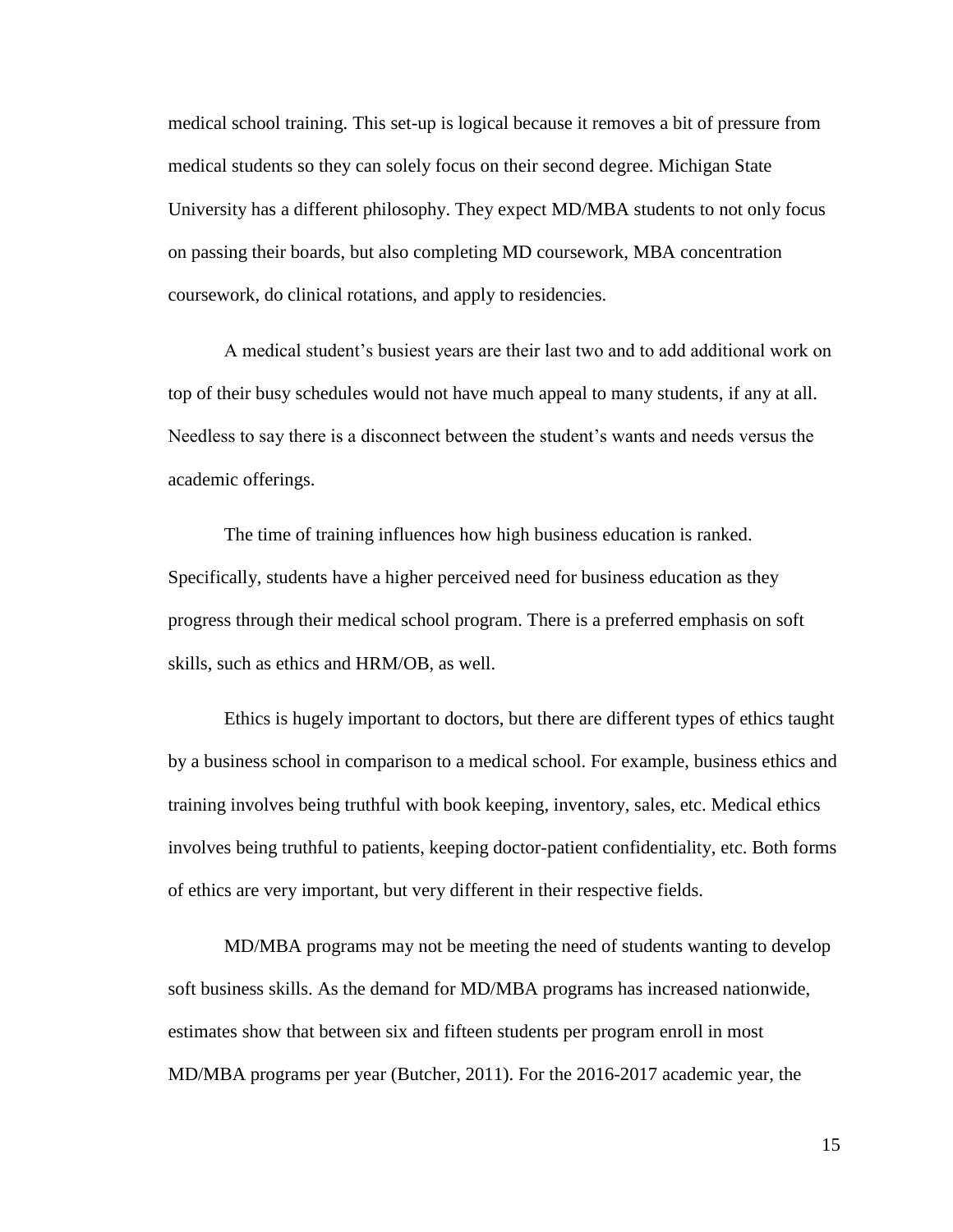medical school training. This set-up is logical because it removes a bit of pressure from medical students so they can solely focus on their second degree. Michigan State University has a different philosophy. They expect MD/MBA students to not only focus on passing their boards, but also completing MD coursework, MBA concentration coursework, do clinical rotations, and apply to residencies.

A medical student's busiest years are their last two and to add additional work on top of their busy schedules would not have much appeal to many students, if any at all. Needless to say there is a disconnect between the student's wants and needs versus the academic offerings.

The time of training influences how high business education is ranked. Specifically, students have a higher perceived need for business education as they progress through their medical school program. There is a preferred emphasis on soft skills, such as ethics and HRM/OB, as well.

Ethics is hugely important to doctors, but there are different types of ethics taught by a business school in comparison to a medical school. For example, business ethics and training involves being truthful with book keeping, inventory, sales, etc. Medical ethics involves being truthful to patients, keeping doctor-patient confidentiality, etc. Both forms of ethics are very important, but very different in their respective fields.

MD/MBA programs may not be meeting the need of students wanting to develop soft business skills. As the demand for MD/MBA programs has increased nationwide, estimates show that between six and fifteen students per program enroll in most MD/MBA programs per year (Butcher, 2011). For the 2016-2017 academic year, the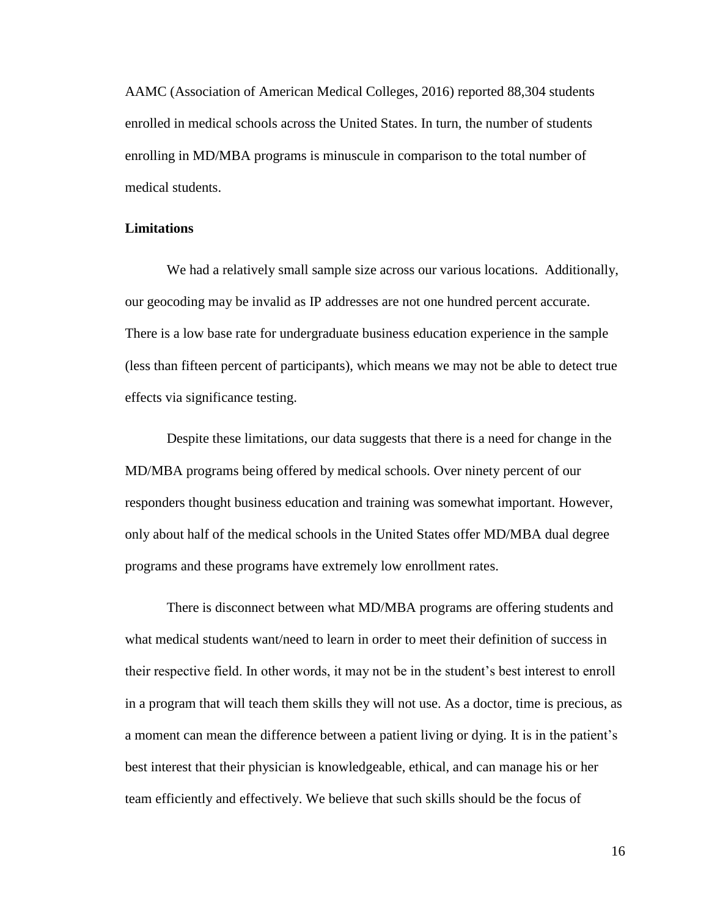AAMC (Association of American Medical Colleges, 2016) reported 88,304 students enrolled in medical schools across the United States. In turn, the number of students enrolling in MD/MBA programs is minuscule in comparison to the total number of medical students.

**Limitations**

We had a relatively small sample size across our various locations. Additionally, our geocoding may be invalid as IP addresses are not one hundred percent accurate. There is a low base rate for undergraduate business education experience in the sample (less than fifteen percent of participants), which means we may not be able to detect true effects via significance testing.

Despite these limitations, our data suggests that there is a need for change in the MD/MBA programs being offered by medical schools. Over ninety percent of our responders thought business education and training was somewhat important. However, only about half of the medical schools in the United States offer MD/MBA dual degree programs and these programs have extremely low enrollment rates.

There is disconnect between what MD/MBA programs are offering students and what medical students want/need to learn in order to meet their definition of success in their respective field. In other words, it may not be in the student's best interest to enroll in a program that will teach them skills they will not use. As a doctor, time is precious, as a moment can mean the difference between a patient living or dying. It is in the patient's best interest that their physician is knowledgeable, ethical, and can manage his or her team efficiently and effectively. We believe that such skills should be the focus of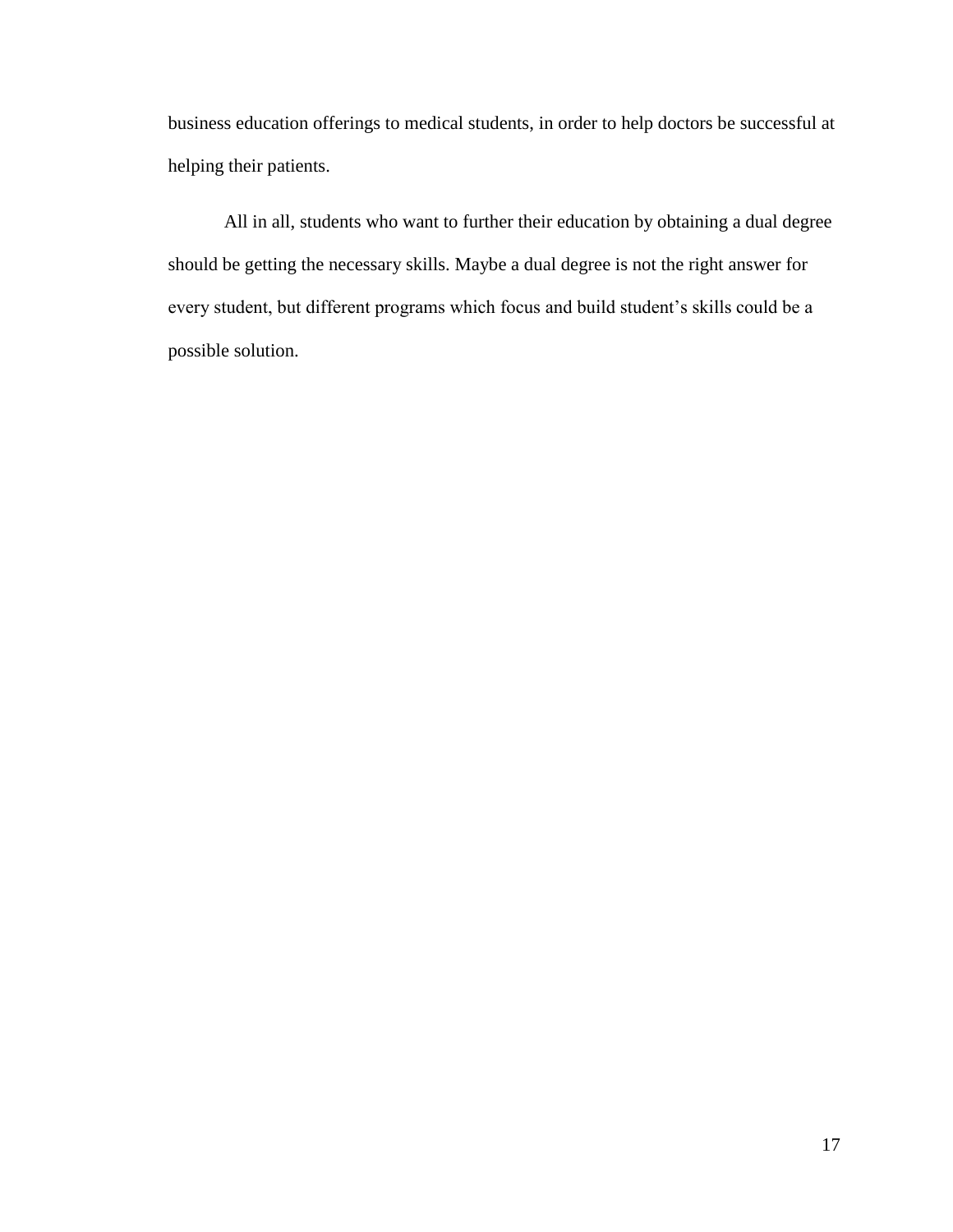business education offerings to medical students, in order to help doctors be successful at helping their patients.

All in all, students who want to further their education by obtaining a dual degree should be getting the necessary skills. Maybe a dual degree is not the right answer for every student, but different programs which focus and build student's skills could be a possible solution.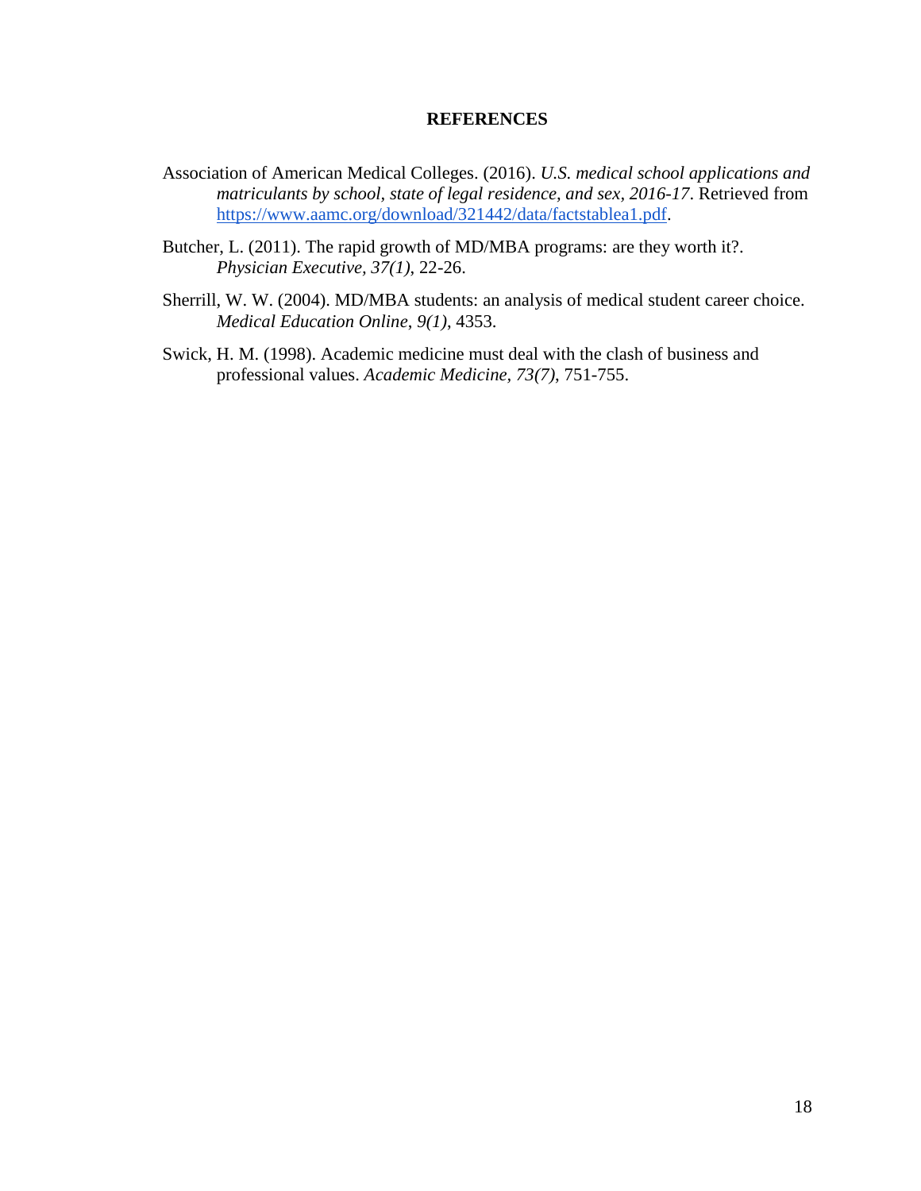## REFERENCES

Association of American Medical Colleges. (2016). *U.S. medical school applications and matriculants by school, state of legal residence, and sex, 2016-17*. Retrieved from https://www.aamc.org/download/321442/data/factstablea1.pdf.

Butcher, L. (2011). The rapid growth of MD/MBA programs: are they worth it?. *Physician Executive, 37(1)*, 22-26.

Sherrill, W. W. (2004). MD/MBA students: an analysis of medical student career choice. *Medical Education Online*, *9(1)*, 4353.

Swick, H. M. (1998). Academic medicine must deal with the clash of business and professional values. *Academic Medicine, 73(7)*, 751-755.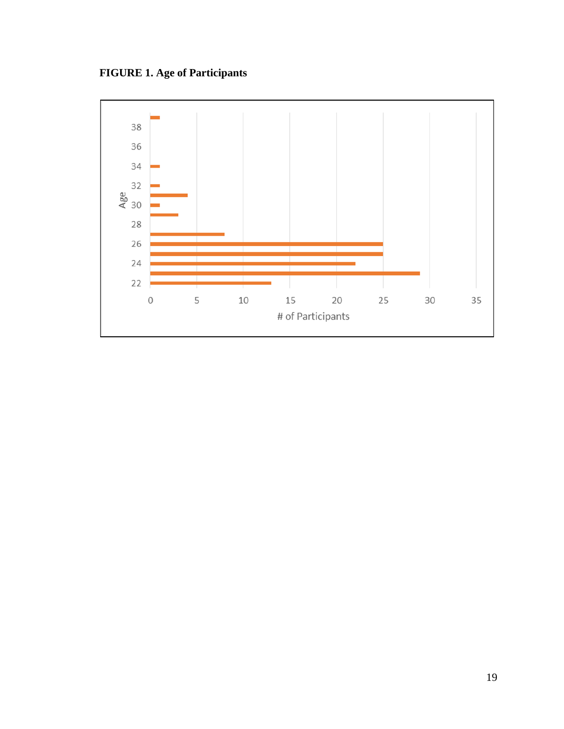**FIGURE 1. Age of Participants**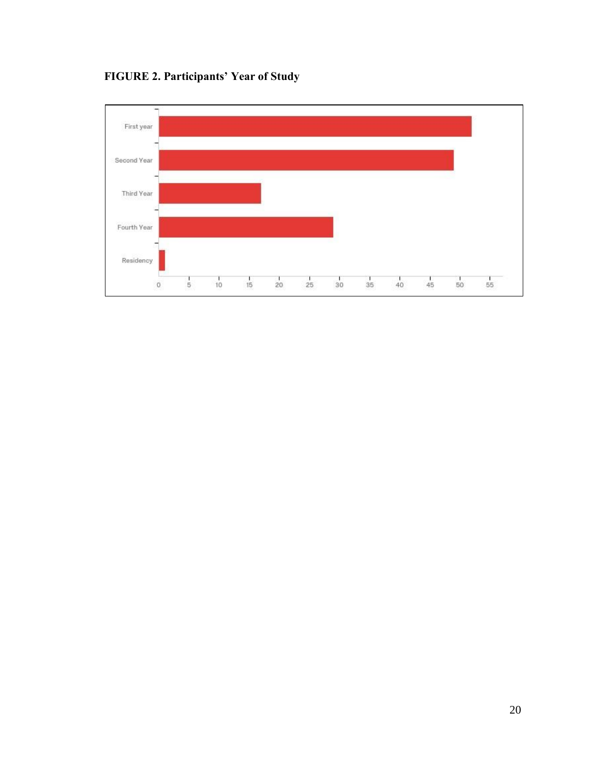**FIGURE 2. Participants' Year of Study**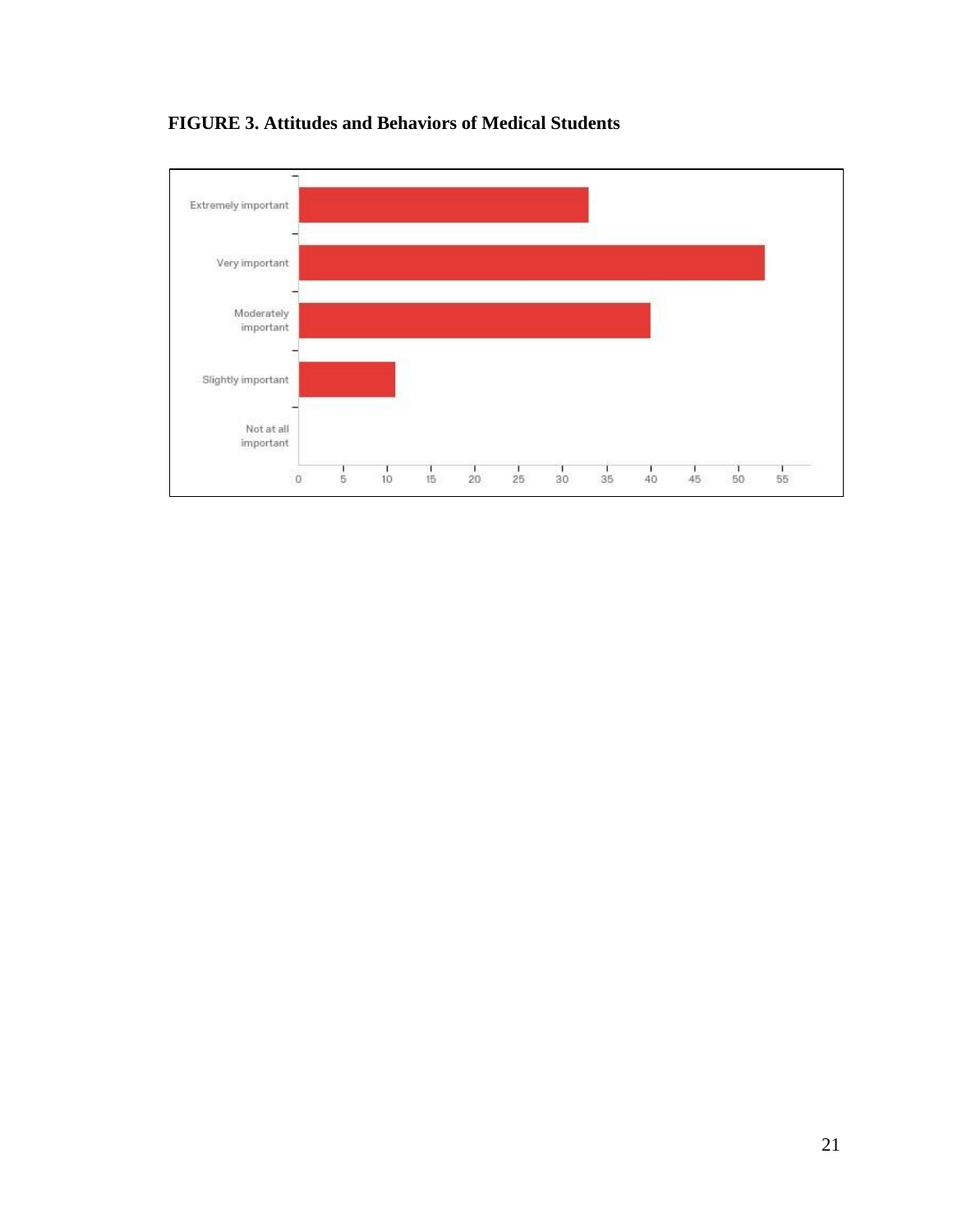**FIGURE 3. Attitudes and Behaviors of Medical Students**

Extremely important

Very important

Moderately important

Slightly important

Not at all important

0 5 10 15 20 25 30 35 40 45 50 55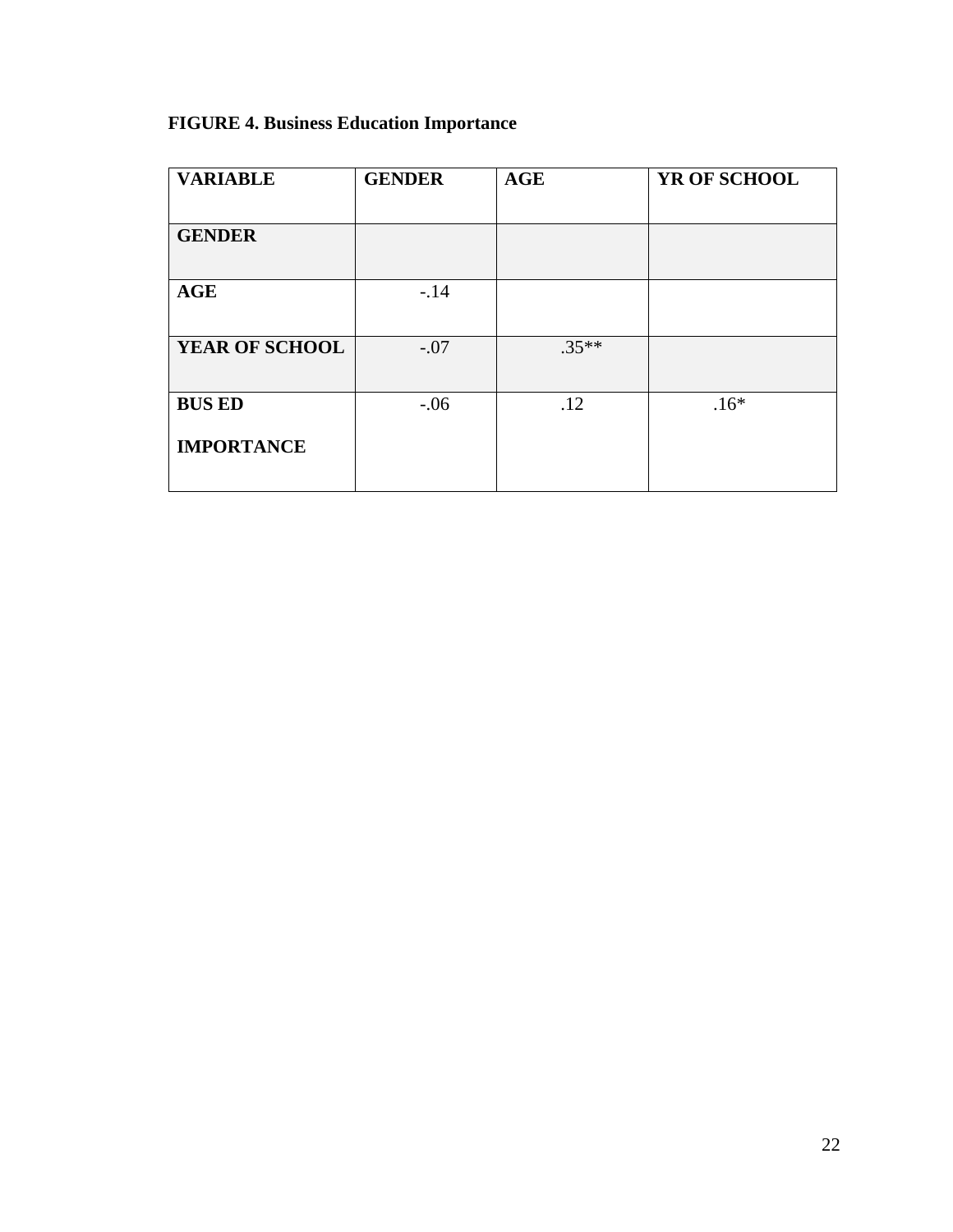**FIGURE 4. Business Education Importance**

| VARIABLE | GENDER | AGE | YR OF SCHOOL |
|---|---|---|---|
| **GENDER** | | | |
| **AGE** | -.14 | | |
| **YEAR OF SCHOOL** | -.07 | .35** | |
| **BUS ED IMPORTANCE** | -.06 | .12 | .16* |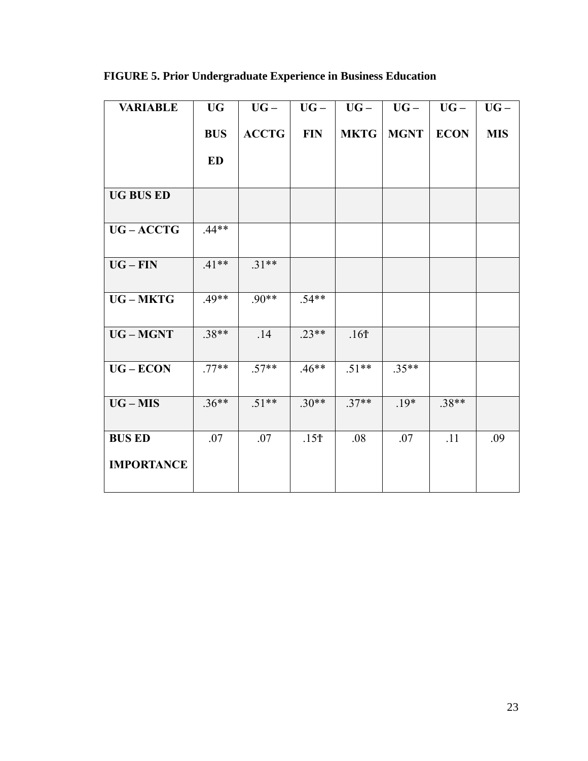**FIGURE 5. Prior Undergraduate Experience in Business Education**

| VARIABLE | UG BUS ED | UG – ACCTG | UG – FIN | UG – MKTG | UG – MGNT | UG – ECON | UG – MIS |
|---|---|---|---|---|---|---|---|
| UG BUS ED | | | | | | | |
| UG – ACCTG | .44** | | | | | | |
| UG – FIN | .41** | .31** | | | | | |
| UG – MKTG | .49** | .90** | .54** | | | | |
| UG – MGNT | .38** | .14 | .23** | .16† | | | |
| UG – ECON | .77** | .57** | .46** | .51** | .35** | | |
| UG – MIS | .36** | .51** | .30** | .37** | .19* | .38** | |
| BUS ED IMPORTANCE | .07 | .07 | .15† | .08 | .07 | .11 | .09 |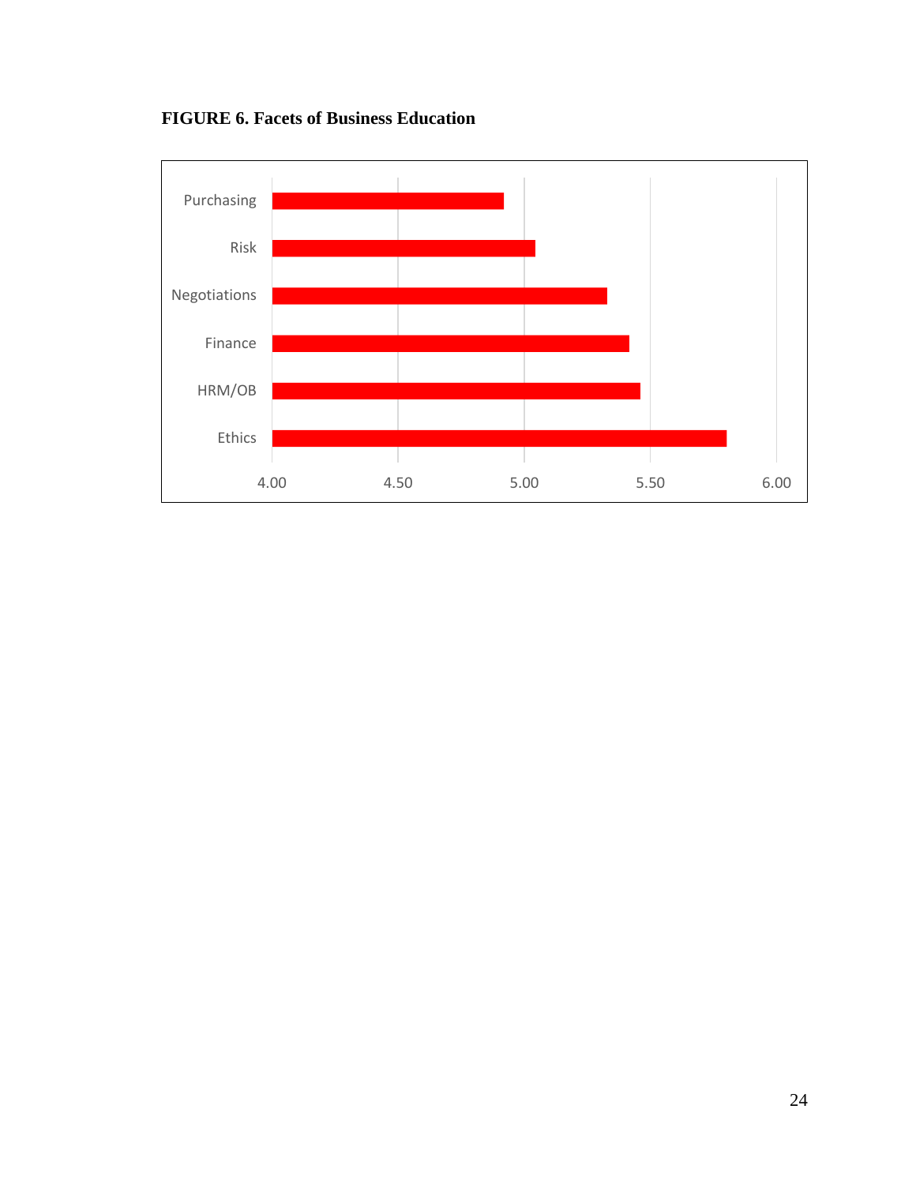**FIGURE 6. Facets of Business Education**

Purchasing

Risk

Negotiations

Finance

HRM/OB

Ethics

4.00 4.50 5.00 5.50 6.00